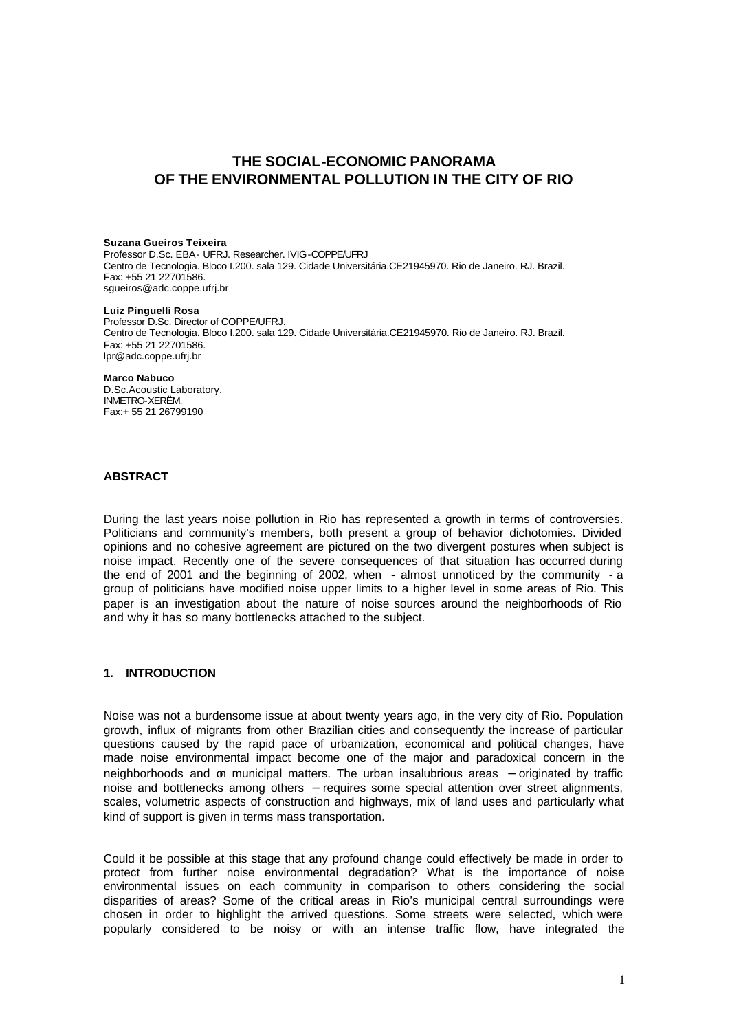# THE SOCIAL-ECONOMIC PANORAMA OF THE ENVIRONMENTAL POLLUTION IN THE CITY OF RIO

**Suzana Gueiros Teixeira**
Professor D.Sc. EBA- UFRJ. Researcher. IVIG-COPPE/UFRJ
Centro de Tecnologia. Bloco I.200. sala 129. Cidade Universitária.CE21945970. Rio de Janeiro. RJ. Brazil.
Fax: +55 21 22701586.
sgueiros@adc.coppe.ufrj.br

**Luiz Pinguelli Rosa**
Professor D.Sc. Director of COPPE/UFRJ.
Centro de Tecnologia. Bloco I.200. sala 129. Cidade Universitária.CE21945970. Rio de Janeiro. RJ. Brazil.
Fax: +55 21 22701586.
lpr@adc.coppe.ufrj.br

**Marco Nabuco**
D.Sc.Acoustic Laboratory.
INMETRO-XERËM.
Fax:+ 55 21 26799190

## ABSTRACT

During the last years noise pollution in Rio has represented a growth in terms of controversies. Politicians and community's members, both present a group of behavior dichotomies. Divided opinions and no cohesive agreement are pictured on the two divergent postures when subject is noise impact. Recently one of the severe consequences of that situation has occurred during the end of 2001 and the beginning of 2002, when - almost unnoticed by the community - a group of politicians have modified noise upper limits to a higher level in some areas of Rio. This paper is an investigation about the nature of noise sources around the neighborhoods of Rio and why it has so many bottlenecks attached to the subject.

## 1. INTRODUCTION

Noise was not a burdensome issue at about twenty years ago, in the very city of Rio. Population growth, influx of migrants from other Brazilian cities and consequently the increase of particular questions caused by the rapid pace of urbanization, economical and political changes, have made noise environmental impact become one of the major and paradoxical concern in the neighborhoods and on municipal matters. The urban insalubrious areas – originated by traffic noise and bottlenecks among others – requires some special attention over street alignments, scales, volumetric aspects of construction and highways, mix of land uses and particularly what kind of support is given in terms mass transportation.

Could it be possible at this stage that any profound change could effectively be made in order to protect from further noise environmental degradation? What is the importance of noise environmental issues on each community in comparison to others considering the social disparities of areas? Some of the critical areas in Rio's municipal central surroundings were chosen in order to highlight the arrived questions. Some streets were selected, which were popularly considered to be noisy or with an intense traffic flow, have integrated the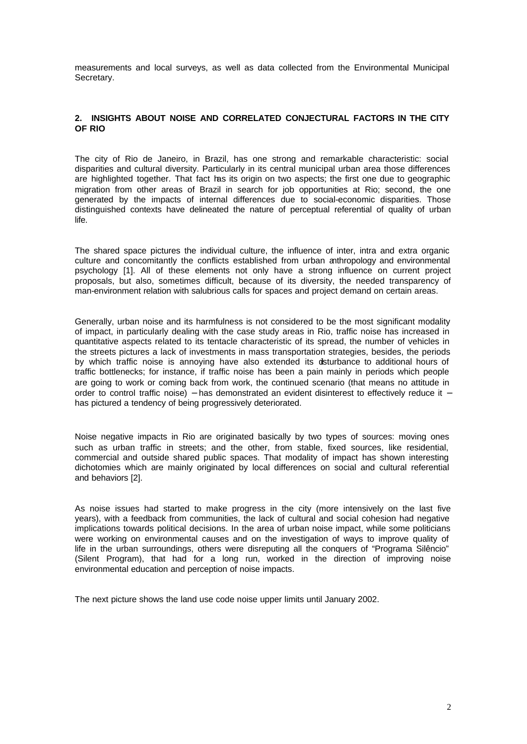measurements and local surveys, as well as data collected from the Environmental Municipal Secretary.

## 2. INSIGHTS ABOUT NOISE AND CORRELATED CONJECTURAL FACTORS IN THE CITY OF RIO

The city of Rio de Janeiro, in Brazil, has one strong and remarkable characteristic: social disparities and cultural diversity. Particularly in its central municipal urban area those differences are highlighted together. That fact has its origin on two aspects; the first one due to geographic migration from other areas of Brazil in search for job opportunities at Rio; second, the one generated by the impacts of internal differences due to social-economic disparities. Those distinguished contexts have delineated the nature of perceptual referential of quality of urban life.

The shared space pictures the individual culture, the influence of inter, intra and extra organic culture and concomitantly the conflicts established from urban anthropology and environmental psychology [1]. All of these elements not only have a strong influence on current project proposals, but also, sometimes difficult, because of its diversity, the needed transparency of man-environment relation with salubrious calls for spaces and project demand on certain areas.

Generally, urban noise and its harmfulness is not considered to be the most significant modality of impact, in particularly dealing with the case study areas in Rio, traffic noise has increased in quantitative aspects related to its tentacle characteristic of its spread, the number of vehicles in the streets pictures a lack of investments in mass transportation strategies, besides, the periods by which traffic noise is annoying have also extended its disturbance to additional hours of traffic bottlenecks; for instance, if traffic noise has been a pain mainly in periods which people are going to work or coming back from work, the continued scenario (that means no attitude in order to control traffic noise) – has demonstrated an evident disinterest to effectively reduce it – has pictured a tendency of being progressively deteriorated.

Noise negative impacts in Rio are originated basically by two types of sources: moving ones such as urban traffic in streets; and the other, from stable, fixed sources, like residential, commercial and outside shared public spaces. That modality of impact has shown interesting dichotomies which are mainly originated by local differences on social and cultural referential and behaviors [2].

As noise issues had started to make progress in the city (more intensively on the last five years), with a feedback from communities, the lack of cultural and social cohesion had negative implications towards political decisions. In the area of urban noise impact, while some politicians were working on environmental causes and on the investigation of ways to improve quality of life in the urban surroundings, others were disreputing all the conquers of "Programa Silêncio" (Silent Program), that had for a long run, worked in the direction of improving noise environmental education and perception of noise impacts.

The next picture shows the land use code noise upper limits until January 2002.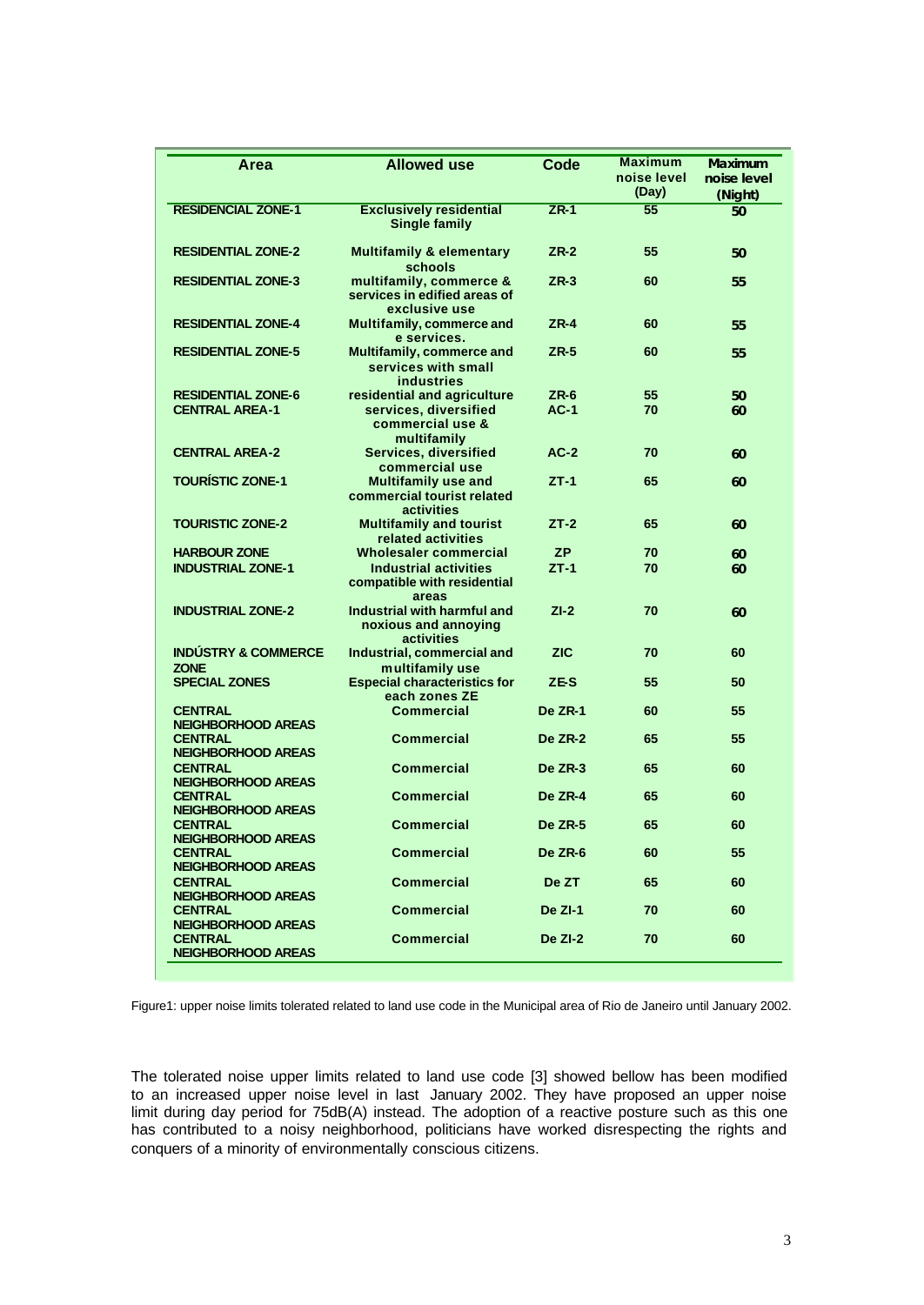| Area | Allowed use | Code | Maximum noise level (Day) | Maximum noise level (Night) |
|---|---|---|---|---|
| RESIDENCIAL ZONE-1 | Exclusively residential Single family | ZR-1 | 55 | 50 |
| RESIDENTIAL ZONE-2 | Multifamily & elementary schools | ZR-2 | 55 | 50 |
| RESIDENTIAL ZONE-3 | multifamily, commerce & services in edified areas of exclusive use | ZR-3 | 60 | 55 |
| RESIDENTIAL ZONE-4 | Multifamily, commerce and e services. | ZR-4 | 60 | 55 |
| RESIDENTIAL ZONE-5 | Multifamily, commerce and services with small industries | ZR-5 | 60 | 55 |
| RESIDENTIAL ZONE-6 | residential and agriculture | ZR-6 | 55 | 50 |
| CENTRAL AREA-1 | services, diversified commercial use & multifamily | AC-1 | 70 | 60 |
| CENTRAL AREA-2 | Services, diversified commercial use | AC-2 | 70 | 60 |
| TOURÍSTIC ZONE-1 | Multifamily use and commercial tourist related activities | ZT-1 | 65 | 60 |
| TOURISTIC ZONE-2 | Multifamily and tourist related activities | ZT-2 | 65 | 60 |
| HARBOUR ZONE | Wholesaler commercial | ZP | 70 | 60 |
| INDUSTRIAL ZONE-1 | Industrial activities compatible with residential areas | ZT-1 | 70 | 60 |
| INDUSTRIAL ZONE-2 | Industrial with harmful and noxious and annoying activities | ZI-2 | 70 | 60 |
| INDÚSTRY & COMMERCE ZONE | Industrial, commercial and multifamily use | ZIC | 70 | 60 |
| SPECIAL ZONES | Especial characteristics for each zones ZE | ZE-S | 55 | 50 |
| CENTRAL NEIGHBORHOOD AREAS | Commercial | De ZR-1 | 60 | 55 |
| CENTRAL NEIGHBORHOOD AREAS | Commercial | De ZR-2 | 65 | 55 |
| CENTRAL NEIGHBORHOOD AREAS | Commercial | De ZR-3 | 65 | 60 |
| CENTRAL NEIGHBORHOOD AREAS | Commercial | De ZR-4 | 65 | 60 |
| CENTRAL NEIGHBORHOOD AREAS | Commercial | De ZR-5 | 65 | 60 |
| CENTRAL NEIGHBORHOOD AREAS | Commercial | De ZR-6 | 60 | 55 |
| CENTRAL NEIGHBORHOOD AREAS | Commercial | De ZT | 65 | 60 |
| CENTRAL NEIGHBORHOOD AREAS | Commercial | De ZI-1 | 70 | 60 |
| CENTRAL NEIGHBORHOOD AREAS | Commercial | De ZI-2 | 70 | 60 |

Figure1: upper noise limits tolerated related to land use code in the Municipal area of Rio de Janeiro until January 2002.

The tolerated noise upper limits related to land use code [3] showed bellow has been modified to an increased upper noise level in last January 2002. They have proposed an upper noise limit during day period for 75dB(A) instead. The adoption of a reactive posture such as this one has contributed to a noisy neighborhood, politicians have worked disrespecting the rights and conquers of a minority of environmentally conscious citizens.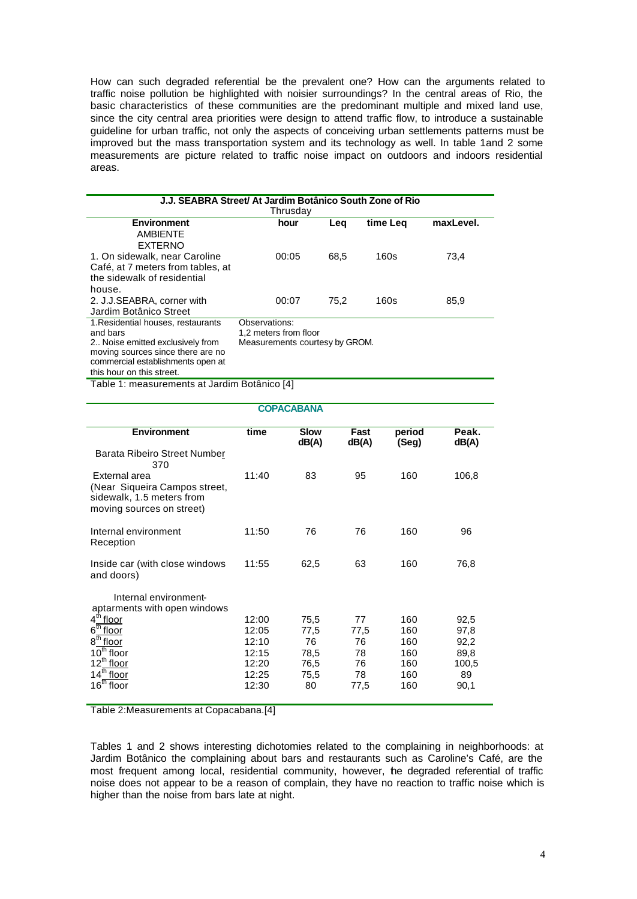How can such degraded referential be the prevalent one? How can the arguments related to traffic noise pollution be highlighted with noisier surroundings? In the central areas of Rio, the basic characteristics of these communities are the predominant multiple and mixed land use, since the city central area priorities were design to attend traffic flow, to introduce a sustainable guideline for urban traffic, not only the aspects of conceiving urban settlements patterns must be improved but the mass transportation system and its technology as well. In table 1and 2 some measurements are picture related to traffic noise impact on outdoors and indoors residential areas.

| **J.J. SEABRA Street/ At Jardim Botânico South Zone of Rio** Thrusday | | | | |
|---|---|---|---|---|
| **Environment** AMBIENTE EXTERNO | **hour** | **Leq** | **time Leq** | **maxLevel.** |
| 1. On sidewalk, near Caroline Café, at 7 meters from tables, at the sidewalk of residential house. | 00:05 | 68,5 | 160s | 73,4 |
| 2. J.J.SEABRA, corner with Jardim Botânico Street | 00:07 | 75,2 | 160s | 85,9 |
| 1.Residential houses, restaurants and bars<br>2.. Noise emitted exclusively from moving sources since there are no commercial establishments open at this hour on this street. | Observations:<br>1,2 meters from floor<br>Measurements courtesy by GROM. | | | |

Table 1: measurements at Jardim Botânico [4]

| **COPACABANA** | | | | | |
|---|---|---|---|---|---|
| **Environment** | **time** | **Slow dB(A)** | **Fast dB(A)** | **period (Seg)** | **Peak. dB(A)** |
| Barata Ribeiro Street Number 370 | | | | | |
| External area (Near Siqueira Campos street, sidewalk, 1.5 meters from moving sources on street) | 11:40 | 83 | 95 | 160 | 106,8 |
| Internal environment Reception | 11:50 | 76 | 76 | 160 | 96 |
| Inside car (with close windows and doors) | 11:55 | 62,5 | 63 | 160 | 76,8 |
| Internal environment- aptarments with open windows | | | | | |
| 4th floor | 12:00 | 75,5 | 77 | 160 | 92,5 |
| 6th floor | 12:05 | 77,5 | 77,5 | 160 | 97,8 |
| 8th floor | 12:10 | 76 | 76 | 160 | 92,2 |
| 10th floor | 12:15 | 78,5 | 78 | 160 | 89,8 |
| 12th floor | 12:20 | 76,5 | 76 | 160 | 100,5 |
| 14th floor | 12:25 | 75,5 | 78 | 160 | 89 |
| 16th floor | 12:30 | 80 | 77,5 | 160 | 90,1 |

Table 2:Measurements at Copacabana.[4]

Tables 1 and 2 shows interesting dichotomies related to the complaining in neighborhoods: at Jardim Botânico the complaining about bars and restaurants such as Caroline's Café, are the most frequent among local, residential community, however, the degraded referential of traffic noise does not appear to be a reason of complain, they have no reaction to traffic noise which is higher than the noise from bars late at night.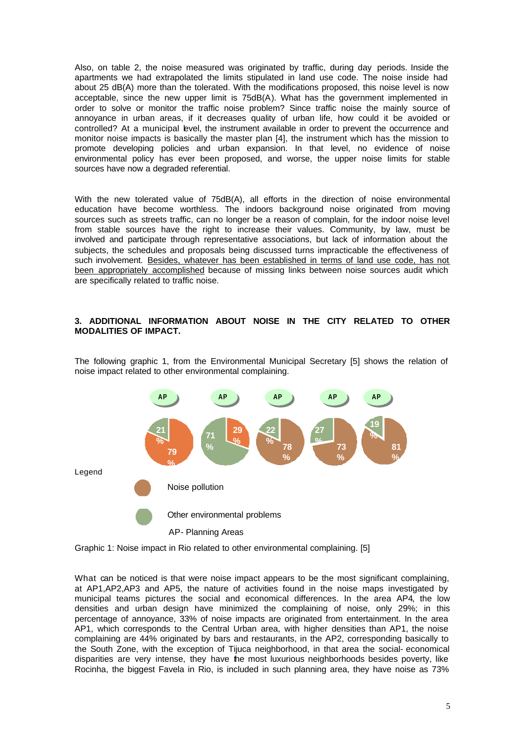Also, on table 2, the noise measured was originated by traffic, during day periods. Inside the apartments we had extrapolated the limits stipulated in land use code. The noise inside had about 25 dB(A) more than the tolerated. With the modifications proposed, this noise level is now acceptable, since the new upper limit is 75dB(A). What has the government implemented in order to solve or monitor the traffic noise problem? Since traffic noise the mainly source of annoyance in urban areas, if it decreases quality of urban life, how could it be avoided or controlled? At a municipal level, the instrument available in order to prevent the occurrence and monitor noise impacts is basically the master plan [4], the instrument which has the mission to promote developing policies and urban expansion. In that level, no evidence of noise environmental policy has ever been proposed, and worse, the upper noise limits for stable sources have now a degraded referential.

With the new tolerated value of 75dB(A), all efforts in the direction of noise environmental education have become worthless. The indoors background noise originated from moving sources such as streets traffic, can no longer be a reason of complain, for the indoor noise level from stable sources have the right to increase their values. Community, by law, must be involved and participate through representative associations, but lack of information about the subjects, the schedules and proposals being discussed turns impracticable the effectiveness of such involvement. <u>Besides, whatever has been established in terms of land use code, has not been appropriately accomplished</u> because of missing links between noise sources audit which are specifically related to traffic noise.

## 3. ADDITIONAL INFORMATION ABOUT NOISE IN THE CITY RELATED TO OTHER MODALITIES OF IMPACT.

The following graphic 1, from the Environmental Municipal Secretary [5] shows the relation of noise impact related to other environmental complaining.

| AP | AP | AP | AP | AP |
|---|---|---|---|---|
| 79% / 21% | 29% / 71% | 78% / 22% | 73% / 27% | 81% / 19% |

Legend

- Noise pollution
- Other environmental problems

AP- Planning Areas

Graphic 1: Noise impact in Rio related to other environmental complaining. [5]

What can be noticed is that were noise impact appears to be the most significant complaining, at AP1,AP2,AP3 and AP5, the nature of activities found in the noise maps investigated by municipal teams pictures the social and economical differences. In the area AP4, the low densities and urban design have minimized the complaining of noise, only 29%; in this percentage of annoyance, 33% of noise impacts are originated from entertainment. In the area AP1, which corresponds to the Central Urban area, with higher densities than AP1, the noise complaining are 44% originated by bars and restaurants, in the AP2, corresponding basically to the South Zone, with the exception of Tijuca neighborhood, in that area the social- economical disparities are very intense, they have the most luxurious neighborhoods besides poverty, like Rocinha, the biggest Favela in Rio, is included in such planning area, they have noise as 73%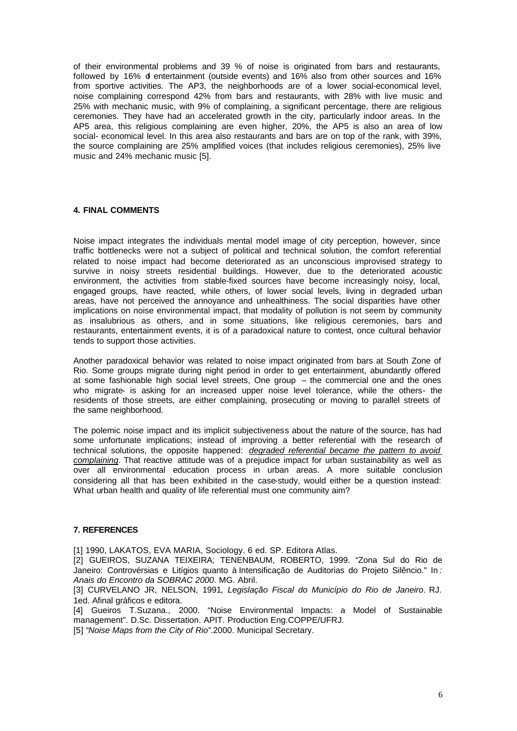of their environmental problems and 39 % of noise is originated from bars and restaurants, followed by 16% of entertainment (outside events) and 16% also from other sources and 16% from sportive activities. The AP3, the neighborhoods are of a lower social-economical level, noise complaining correspond 42% from bars and restaurants, with 28% with live music and 25% with mechanic music, with 9% of complaining, a significant percentage, there are religious ceremonies. They have had an accelerated growth in the city, particularly indoor areas. In the AP5 area, this religious complaining are even higher, 20%, the AP5 is also an area of low social- economical level. In this area also restaurants and bars are on top of the rank, with 39%, the source complaining are 25% amplified voices (that includes religious ceremonies), 25% live music and 24% mechanic music [5].

## 4. FINAL COMMENTS

Noise impact integrates the individuals mental model image of city perception, however, since traffic bottlenecks were not a subject of political and technical solution, the comfort referential related to noise impact had become deteriorated as an unconscious improvised strategy to survive in noisy streets residential buildings. However, due to the deteriorated acoustic environment, the activities from stable-fixed sources have become increasingly noisy, local, engaged groups, have reacted, while others, of lower social levels, living in degraded urban areas, have not perceived the annoyance and unhealthiness. The social disparities have other implications on noise environmental impact, that modality of pollution is not seem by community as insalubrious as others, and in some situations, like religious ceremonies, bars and restaurants, entertainment events, it is of a paradoxical nature to contest, once cultural behavior tends to support those activities.

Another paradoxical behavior was related to noise impact originated from bars at South Zone of Rio. Some groups migrate during night period in order to get entertainment, abundantly offered at some fashionable high social level streets, One group – the commercial one and the ones who migrate- is asking for an increased upper noise level tolerance, while the others- the residents of those streets, are either complaining, prosecuting or moving to parallel streets of the same neighborhood.

The polemic noise impact and its implicit subjectiveness about the nature of the source, has had some unfortunate implications; instead of improving a better referential with the research of technical solutions, the opposite happened: *degraded referential became the pattern to avoid complaining*. That reactive attitude was of a prejudice impact for urban sustainability as well as over all environmental education process in urban areas. A more suitable conclusion considering all that has been exhibited in the case-study, would either be a question instead: What urban health and quality of life referential must one community aim?

## 7. REFERENCES

[1] 1990, LAKATOS, EVA MARIA, Sociology. 6 ed. SP. Editora Atlas.

[2] GUEIROS, SUZANA TEIXEIRA; TENENBAUM, ROBERTO, 1999. "Zona Sul do Rio de Janeiro: Controvérsias e Litígios quanto à Intensificação de Auditorias do Projeto Silêncio." In*: Anais do Encontro da SOBRAC 2000*. MG. Abril.

[3] CURVELANO JR, NELSON, 1991*, Legislação Fiscal do Município do Rio de Janeiro*. RJ. 1ed. Afinal gráficos e editora.

[4] Gueiros T.Suzana., 2000. "Noise Environmental Impacts: a Model of Sustainable management". D.Sc. Dissertation. APIT. Production Eng.COPPE/UFRJ.

[5] *"Noise Maps from the City of Rio"*.2000. Municipal Secretary.